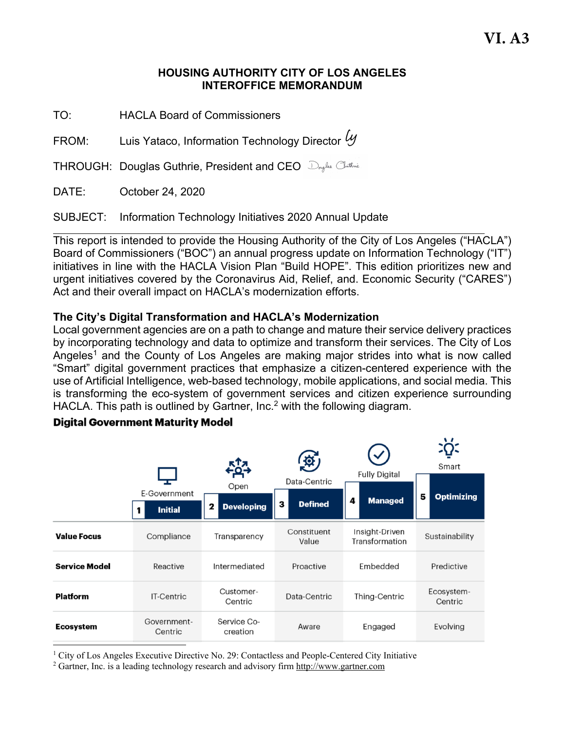VI. A3

# HOUSING AUTHORITY CITY OF LOS ANGELES
# INTEROFFICE MEMORANDUM

TO: HACLA Board of Commissioners

FROM: Luis Yataco, Information Technology Director

THROUGH: Douglas Guthrie, President and CEO

DATE: October 24, 2020

SUBJECT: Information Technology Initiatives 2020 Annual Update

---

This report is intended to provide the Housing Authority of the City of Los Angeles ("HACLA") Board of Commissioners ("BOC") an annual progress update on Information Technology ("IT") initiatives in line with the HACLA Vision Plan "Build HOPE". This edition prioritizes new and urgent initiatives covered by the Coronavirus Aid, Relief, and. Economic Security ("CARES") Act and their overall impact on HACLA's modernization efforts.

**The City's Digital Transformation and HACLA's Modernization**

Local government agencies are on a path to change and mature their service delivery practices by incorporating technology and data to optimize and transform their services. The City of Los Angeles[1] and the County of Los Angeles are making major strides into what is now called "Smart" digital government practices that emphasize a citizen-centered experience with the use of Artificial Intelligence, web-based technology, mobile applications, and social media. This is transforming the eco-system of government services and citizen experience surrounding HACLA. This path is outlined by Gartner, Inc.[2] with the following diagram.

**Digital Government Maturity Model**

| | E-Government<br>1 Initial | Open<br>2 Developing | Data-Centric<br>3 Defined | Fully Digital<br>4 Managed | Smart<br>5 Optimizing |
|---|---|---|---|---|---|
| **Value Focus** | Compliance | Transparency | Constituent Value | Insight-Driven Transformation | Sustainability |
| **Service Model** | Reactive | Intermediated | Proactive | Embedded | Predictive |
| **Platform** | IT-Centric | Customer-Centric | Data-Centric | Thing-Centric | Ecosystem-Centric |
| **Ecosystem** | Government-Centric | Service Co-creation | Aware | Engaged | Evolving |

---

[1] City of Los Angeles Executive Directive No. 29: Contactless and People-Centered City Initiative

[2] Gartner, Inc. is a leading technology research and advisory firm http://www.gartner.com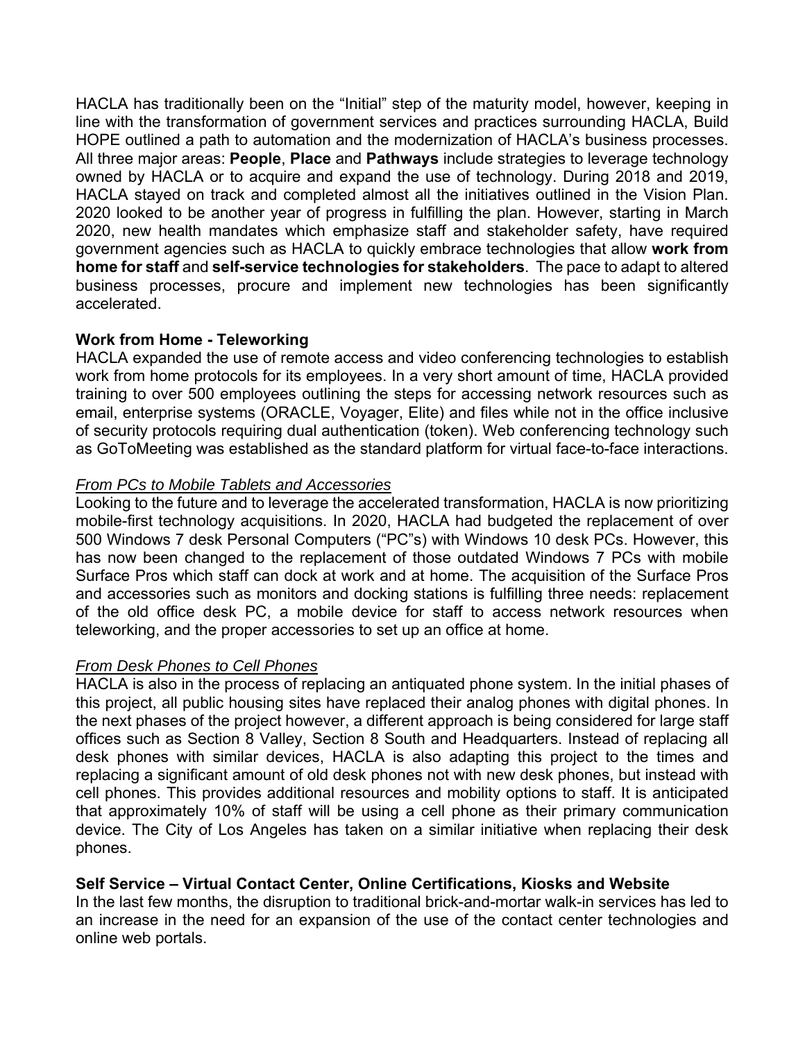HACLA has traditionally been on the "Initial" step of the maturity model, however, keeping in line with the transformation of government services and practices surrounding HACLA, Build HOPE outlined a path to automation and the modernization of HACLA's business processes. All three major areas: **People**, **Place** and **Pathways** include strategies to leverage technology owned by HACLA or to acquire and expand the use of technology. During 2018 and 2019, HACLA stayed on track and completed almost all the initiatives outlined in the Vision Plan. 2020 looked to be another year of progress in fulfilling the plan. However, starting in March 2020, new health mandates which emphasize staff and stakeholder safety, have required government agencies such as HACLA to quickly embrace technologies that allow **work from home for staff** and **self-service technologies for stakeholders**. The pace to adapt to altered business processes, procure and implement new technologies has been significantly accelerated.

**Work from Home - Teleworking**

HACLA expanded the use of remote access and video conferencing technologies to establish work from home protocols for its employees. In a very short amount of time, HACLA provided training to over 500 employees outlining the steps for accessing network resources such as email, enterprise systems (ORACLE, Voyager, Elite) and files while not in the office inclusive of security protocols requiring dual authentication (token). Web conferencing technology such as GoToMeeting was established as the standard platform for virtual face-to-face interactions.

*From PCs to Mobile Tablets and Accessories*

Looking to the future and to leverage the accelerated transformation, HACLA is now prioritizing mobile-first technology acquisitions. In 2020, HACLA had budgeted the replacement of over 500 Windows 7 desk Personal Computers ("PC"s) with Windows 10 desk PCs. However, this has now been changed to the replacement of those outdated Windows 7 PCs with mobile Surface Pros which staff can dock at work and at home. The acquisition of the Surface Pros and accessories such as monitors and docking stations is fulfilling three needs: replacement of the old office desk PC, a mobile device for staff to access network resources when teleworking, and the proper accessories to set up an office at home.

*From Desk Phones to Cell Phones*

HACLA is also in the process of replacing an antiquated phone system. In the initial phases of this project, all public housing sites have replaced their analog phones with digital phones. In the next phases of the project however, a different approach is being considered for large staff offices such as Section 8 Valley, Section 8 South and Headquarters. Instead of replacing all desk phones with similar devices, HACLA is also adapting this project to the times and replacing a significant amount of old desk phones not with new desk phones, but instead with cell phones. This provides additional resources and mobility options to staff. It is anticipated that approximately 10% of staff will be using a cell phone as their primary communication device. The City of Los Angeles has taken on a similar initiative when replacing their desk phones.

**Self Service – Virtual Contact Center, Online Certifications, Kiosks and Website**

In the last few months, the disruption to traditional brick-and-mortar walk-in services has led to an increase in the need for an expansion of the use of the contact center technologies and online web portals.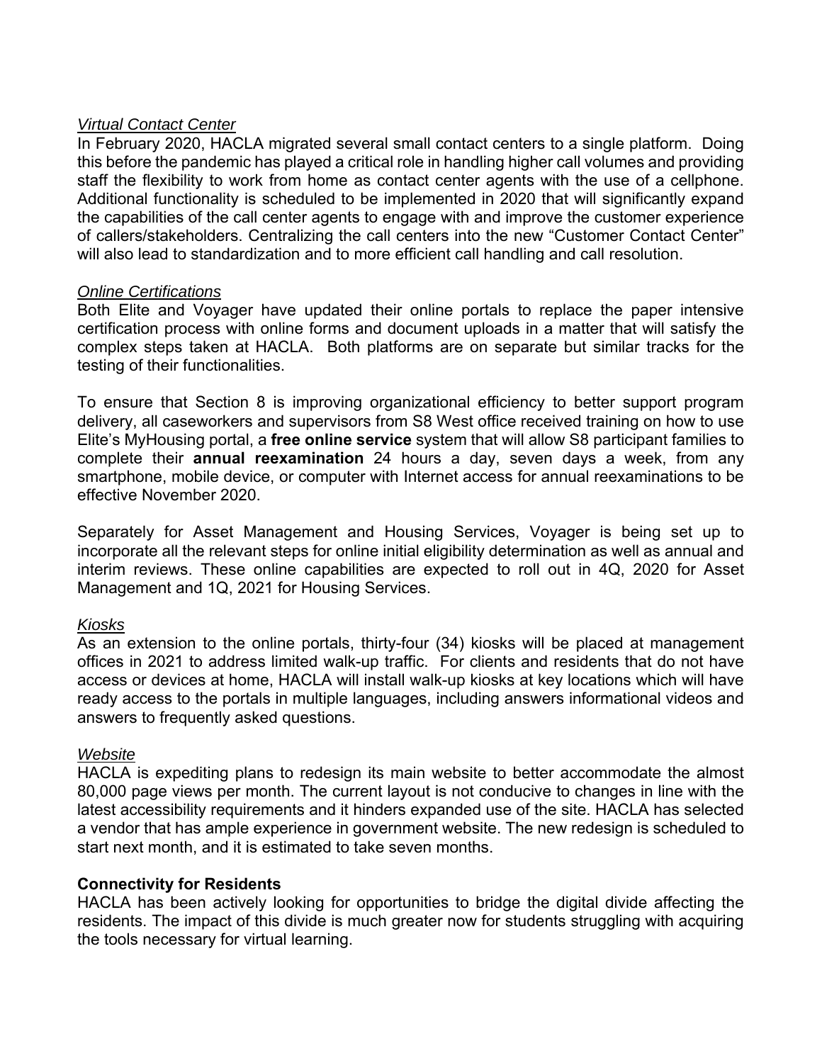*Virtual Contact Center*

In February 2020, HACLA migrated several small contact centers to a single platform. Doing this before the pandemic has played a critical role in handling higher call volumes and providing staff the flexibility to work from home as contact center agents with the use of a cellphone. Additional functionality is scheduled to be implemented in 2020 that will significantly expand the capabilities of the call center agents to engage with and improve the customer experience of callers/stakeholders. Centralizing the call centers into the new "Customer Contact Center" will also lead to standardization and to more efficient call handling and call resolution.

*Online Certifications*

Both Elite and Voyager have updated their online portals to replace the paper intensive certification process with online forms and document uploads in a matter that will satisfy the complex steps taken at HACLA. Both platforms are on separate but similar tracks for the testing of their functionalities.

To ensure that Section 8 is improving organizational efficiency to better support program delivery, all caseworkers and supervisors from S8 West office received training on how to use Elite's MyHousing portal, a **free online service** system that will allow S8 participant families to complete their **annual reexamination** 24 hours a day, seven days a week, from any smartphone, mobile device, or computer with Internet access for annual reexaminations to be effective November 2020.

Separately for Asset Management and Housing Services, Voyager is being set up to incorporate all the relevant steps for online initial eligibility determination as well as annual and interim reviews. These online capabilities are expected to roll out in 4Q, 2020 for Asset Management and 1Q, 2021 for Housing Services.

*Kiosks*

As an extension to the online portals, thirty-four (34) kiosks will be placed at management offices in 2021 to address limited walk-up traffic. For clients and residents that do not have access or devices at home, HACLA will install walk-up kiosks at key locations which will have ready access to the portals in multiple languages, including answers informational videos and answers to frequently asked questions.

*Website*

HACLA is expediting plans to redesign its main website to better accommodate the almost 80,000 page views per month. The current layout is not conducive to changes in line with the latest accessibility requirements and it hinders expanded use of the site. HACLA has selected a vendor that has ample experience in government website. The new redesign is scheduled to start next month, and it is estimated to take seven months.

**Connectivity for Residents**

HACLA has been actively looking for opportunities to bridge the digital divide affecting the residents. The impact of this divide is much greater now for students struggling with acquiring the tools necessary for virtual learning.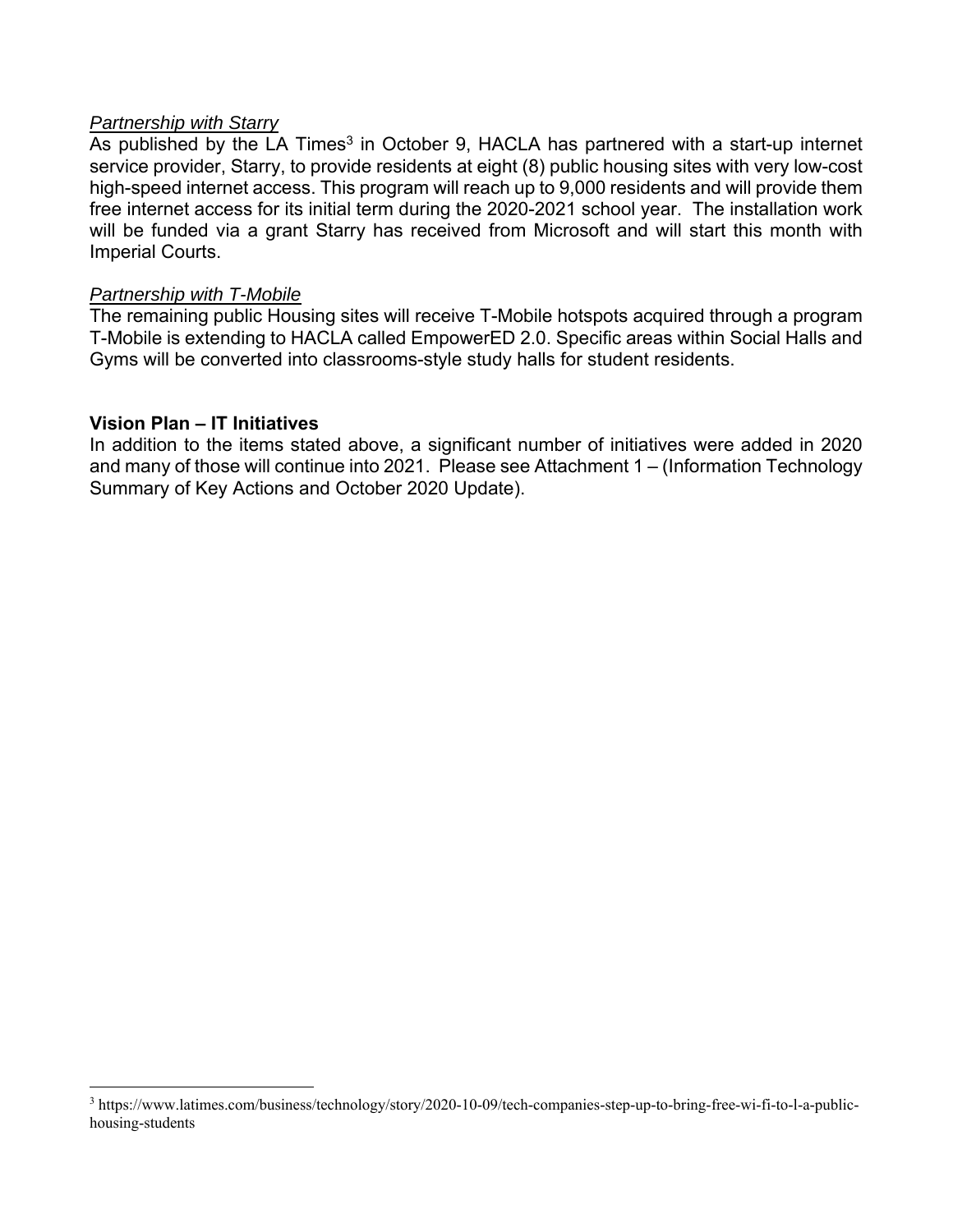*Partnership with Starry*

As published by the LA Times[3] in October 9, HACLA has partnered with a start-up internet service provider, Starry, to provide residents at eight (8) public housing sites with very low-cost high-speed internet access. This program will reach up to 9,000 residents and will provide them free internet access for its initial term during the 2020-2021 school year. The installation work will be funded via a grant Starry has received from Microsoft and will start this month with Imperial Courts.

*Partnership with T-Mobile*

The remaining public Housing sites will receive T-Mobile hotspots acquired through a program T-Mobile is extending to HACLA called EmpowerED 2.0. Specific areas within Social Halls and Gyms will be converted into classrooms-style study halls for student residents.

**Vision Plan – IT Initiatives**

In addition to the items stated above, a significant number of initiatives were added in 2020 and many of those will continue into 2021. Please see Attachment 1 – (Information Technology Summary of Key Actions and October 2020 Update).

---

[3] https://www.latimes.com/business/technology/story/2020-10-09/tech-companies-step-up-to-bring-free-wi-fi-to-l-a-public-housing-students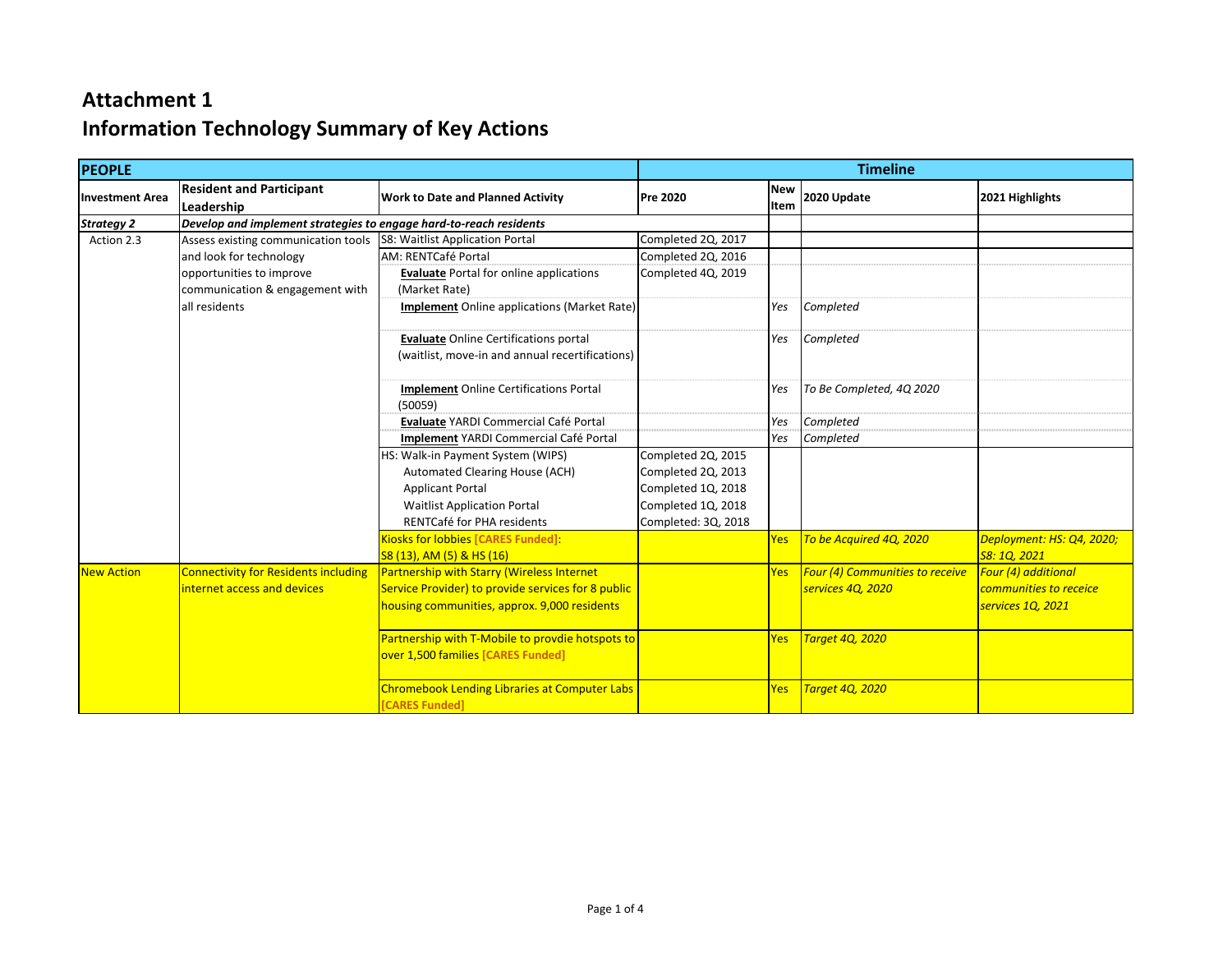# Attachment 1

# Information Technology Summary of Key Actions

| PEOPLE | | | Timeline | | | |
|---|---|---|---|---|---|---|
| Investment Area | Resident and Participant Leadership | Work to Date and Planned Activity | Pre 2020 | New Item | 2020 Update | 2021 Highlights |
| ***Strategy 2*** | ***Develop and implement strategies to engage hard-to-reach residents*** | | | | | |
| Action 2.3 | Assess existing communication tools and look for technology opportunities to improve communication & engagement with all residents | S8: Waitlist Application Portal | Completed 2Q, 2017 | | | |
| | | AM: RENTCafé Portal | Completed 2Q, 2016 | | | |
| | | **Evaluate** Portal for online applications (Market Rate) | Completed 4Q, 2019 | | | |
| | | **Implement** Online applications (Market Rate) | | *Yes* | *Completed* | |
| | | **Evaluate** Online Certifications portal (waitlist, move-in and annual recertifications) | | *Yes* | *Completed* | |
| | | **Implement** Online Certifications Portal (50059) | | *Yes* | *To Be Completed, 4Q 2020* | |
| | | **Evaluate** YARDI Commercial Café Portal | | *Yes* | *Completed* | |
| | | **Implement** YARDI Commercial Café Portal | | *Yes* | *Completed* | |
| | | HS: Walk-in Payment System (WIPS) | Completed 2Q, 2015 | | | |
| | | Automated Clearing House (ACH) | Completed 2Q, 2013 | | | |
| | | Applicant Portal | Completed 1Q, 2018 | | | |
| | | Waitlist Application Portal | Completed 1Q, 2018 | | | |
| | | RENTCafé for PHA residents | Completed: 3Q, 2018 | | | |
| | | Kiosks for lobbies **[CARES Funded]**: S8 (13), AM (5) & HS (16) | | Yes | *To be Acquired 4Q, 2020* | *Deployment: HS: Q4, 2020; S8: 1Q, 2021* |
| New Action | Connectivity for Residents including internet access and devices | Partnership with Starry (Wireless Internet Service Provider) to provide services for 8 public housing communities, approx. 9,000 residents | | Yes | *Four (4) Communities to receive services 4Q, 2020* | *Four (4) additional communities to receice services 1Q, 2021* |
| | | Partnership with T-Mobile to provdie hotspots to over 1,500 families **[CARES Funded]** | | Yes | *Target 4Q, 2020* | |
| | | Chromebook Lending Libraries at Computer Labs **[CARES Funded]** | | Yes | *Target 4Q, 2020* | |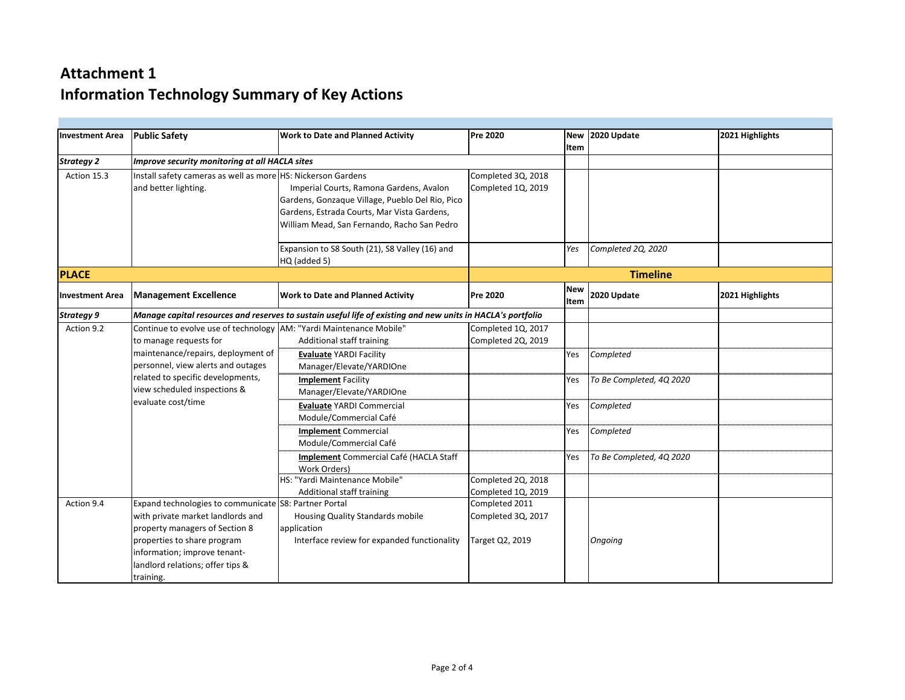# Attachment 1
# Information Technology Summary of Key Actions

| Investment Area | Public Safety | Work to Date and Planned Activity | Pre 2020 | New Item | 2020 Update | 2021 Highlights |
|---|---|---|---|---|---|---|
| ***Strategy 2*** | ***Improve security monitoring at all HACLA sites*** | | | | | |
| Action 15.3 | Install safety cameras as well as more and better lighting. | HS: Nickerson Gardens<br>Imperial Courts, Ramona Gardens, Avalon Gardens, Gonzaque Village, Pueblo Del Rio, Pico Gardens, Estrada Courts, Mar Vista Gardens, William Mead, San Fernando, Racho San Pedro | Completed 3Q, 2018<br>Completed 1Q, 2019 | | | |
| | | Expansion to S8 South (21), S8 Valley (16) and HQ (added 5) | | *Yes* | *Completed 2Q, 2020* | |
| **PLACE** | | | **Timeline** | | | |
| **Investment Area** | **Management Excellence** | **Work to Date and Planned Activity** | **Pre 2020** | **New Item** | **2020 Update** | **2021 Highlights** |
| ***Strategy 9*** | ***Manage capital resources and reserves to sustain useful life of existing and new units in HACLA's portfolio*** | | | | | |
| Action 9.2 | Continue to evolve use of technology to manage requests for maintenance/repairs, deployment of personnel, view alerts and outages related to specific developments, view scheduled inspections & evaluate cost/time | AM: "Yardi Maintenance Mobile"<br>Additional staff training | Completed 1Q, 2017<br>Completed 2Q, 2019 | | | |
| | | **Evaluate** YARDI Facility Manager/Elevate/YARDIOne | | Yes | *Completed* | |
| | | **Implement** Facility Manager/Elevate/YARDIOne | | Yes | *To Be Completed, 4Q 2020* | |
| | | **Evaluate** YARDI Commercial Module/Commercial Café | | Yes | *Completed* | |
| | | **Implement** Commercial Module/Commercial Café | | Yes | *Completed* | |
| | | **Implement** Commercial Café (HACLA Staff Work Orders) | | Yes | *To Be Completed, 4Q 2020* | |
| | | HS: "Yardi Maintenance Mobile"<br>Additional staff training | Completed 2Q, 2018<br>Completed 1Q, 2019 | | | |
| Action 9.4 | Expand technologies to communicate with private market landlords and property managers of Section 8 properties to share program information; improve tenant-landlord relations; offer tips & training. | S8: Partner Portal<br>Housing Quality Standards mobile application<br>Interface review for expanded functionality | Completed 2011<br>Completed 3Q, 2017<br>Target Q2, 2019 | | *Ongoing* | |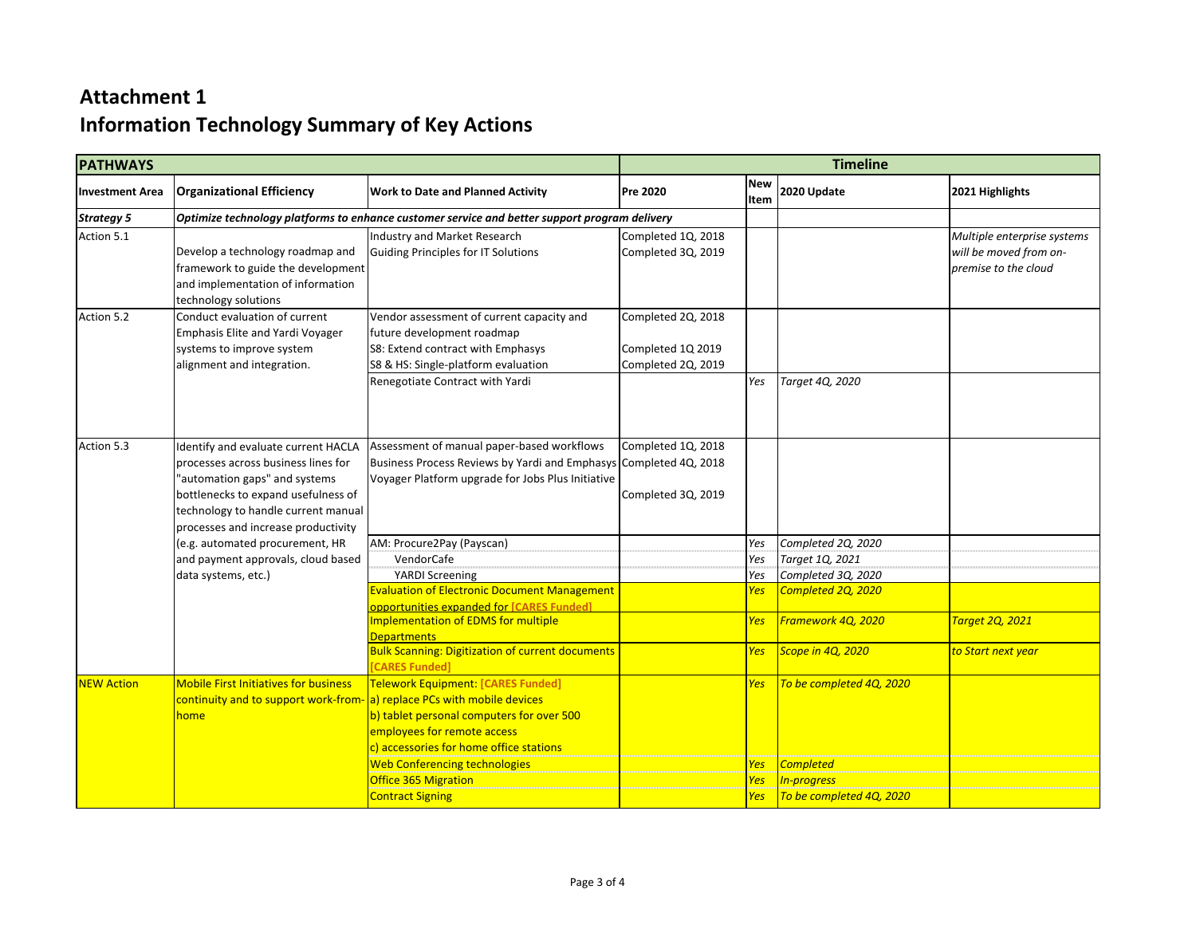# Attachment 1

# Information Technology Summary of Key Actions

| PATHWAYS | | | Timeline | | | |
|---|---|---|---|---|---|---|
| **Investment Area** | **Organizational Efficiency** | **Work to Date and Planned Activity** | **Pre 2020** | **New Item** | **2020 Update** | **2021 Highlights** |
| ***Strategy 5*** | ***Optimize technology platforms to enhance customer service and better support program delivery*** | | | | | |
| Action 5.1 | Develop a technology roadmap and framework to guide the development and implementation of information technology solutions | Industry and Market Research<br>Guiding Principles for IT Solutions | Completed 1Q, 2018<br>Completed 3Q, 2019 | | | *Multiple enterprise systems will be moved from on-premise to the cloud* |
| Action 5.2 | Conduct evaluation of current Emphasis Elite and Yardi Voyager systems to improve system alignment and integration. | Vendor assessment of current capacity and future development roadmap<br>S8: Extend contract with Emphasys<br>S8 & HS: Single-platform evaluation | Completed 2Q, 2018<br>Completed 1Q 2019<br>Completed 2Q, 2019 | | | |
| | | Renegotiate Contract with Yardi | | *Yes* | *Target 4Q, 2020* | |
| Action 5.3 | Identify and evaluate current HACLA processes across business lines for "automation gaps" and systems bottlenecks to expand usefulness of technology to handle current manual processes and increase productivity (e.g. automated procurement, HR and payment approvals, cloud based data systems, etc.) | Assessment of manual paper-based workflows<br>Business Process Reviews by Yardi and Emphasys<br>Voyager Platform upgrade for Jobs Plus Initiative | Completed 1Q, 2018<br>Completed 4Q, 2018<br>Completed 3Q, 2019 | | | |
| | | AM: Procure2Pay (Payscan) | | *Yes* | *Completed 2Q, 2020* | |
| | | VendorCafe | | *Yes* | *Target 1Q, 2021* | |
| | | YARDI Screening | | *Yes* | *Completed 3Q, 2020* | |
| | | Evaluation of Electronic Document Management opportunities expanded for **[CARES Funded]** | | *Yes* | *Completed 2Q, 2020* | |
| | | Implementation of EDMS for multiple Departments | | *Yes* | *Framework 4Q, 2020* | *Target 2Q, 2021* |
| | | Bulk Scanning: Digitization of current documents **[CARES Funded]** | | *Yes* | *Scope in 4Q, 2020* | *to Start next year* |
| NEW Action | Mobile First Initiatives for business continuity and to support work-from-home | Telework Equipment: **[CARES Funded]**<br>a) replace PCs with mobile devices<br>b) tablet personal computers for over 500 employees for remote access<br>c) accessories for home office stations | | *Yes* | *To be completed 4Q, 2020* | |
| | | Web Conferencing technologies | | *Yes* | *Completed* | |
| | | Office 365 Migration | | *Yes* | *In-progress* | |
| | | Contract Signing | | *Yes* | *To be completed 4Q, 2020* | |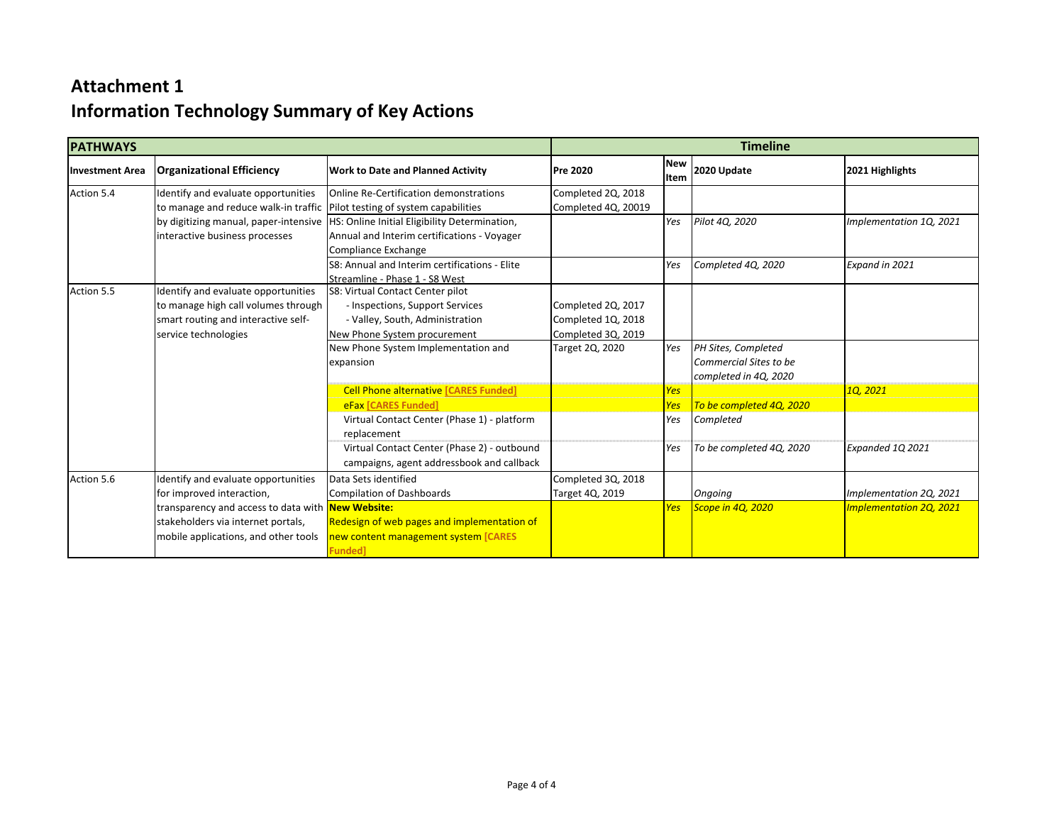# Attachment 1
# Information Technology Summary of Key Actions

| PATHWAYS | | | Timeline | | | |
|---|---|---|---|---|---|---|
| **Investment Area** | **Organizational Efficiency** | **Work to Date and Planned Activity** | **Pre 2020** | **New Item** | **2020 Update** | **2021 Highlights** |
| Action 5.4 | Identify and evaluate opportunities to manage and reduce walk-in traffic by digitizing manual, paper-intensive interactive business processes | Online Re-Certification demonstrations<br>Pilot testing of system capabilities | Completed 2Q, 2018<br>Completed 4Q, 20019 | | | |
| | | HS: Online Initial Eligibility Determination, Annual and Interim certifications - Voyager Compliance Exchange | | *Yes* | *Pilot 4Q, 2020* | *Implementation 1Q, 2021* |
| | | S8: Annual and Interim certifications - Elite Streamline - Phase 1 - S8 West | | *Yes* | *Completed 4Q, 2020* | *Expand in 2021* |
| Action 5.5 | Identify and evaluate opportunities to manage high call volumes through smart routing and interactive self-service technologies | S8: Virtual Contact Center pilot<br>- Inspections, Support Services<br>- Valley, South, Administration<br>New Phone System procurement | <br>Completed 2Q, 2017<br>Completed 1Q, 2018<br>Completed 3Q, 2019 | | | |
| | | New Phone System Implementation and expansion | Target 2Q, 2020 | *Yes* | *PH Sites, Completed Commercial Sites to be completed in 4Q, 2020* | |
| | | Cell Phone alternative **[CARES Funded]** | | *Yes* | | *1Q, 2021* |
| | | eFax **[CARES Funded]** | | *Yes* | *To be completed 4Q, 2020* | |
| | | Virtual Contact Center (Phase 1) - platform replacement | | *Yes* | *Completed* | |
| | | Virtual Contact Center (Phase 2) - outbound campaigns, agent addressbook and callback | | *Yes* | *To be completed 4Q, 2020* | *Expanded 1Q 2021* |
| Action 5.6 | Identify and evaluate opportunities for improved interaction, transparency and access to data with stakeholders via internet portals, mobile applications, and other tools | Data Sets identified<br>Compilation of Dashboards | Completed 3Q, 2018<br>Target 4Q, 2019 | | <br>*Ongoing* | <br>*Implementation 2Q, 2021* |
| | | **New Website:**<br>Redesign of web pages and implementation of new content management system **[CARES Funded]** | | *Yes* | *Scope in 4Q, 2020* | *Implementation 2Q, 2021* |